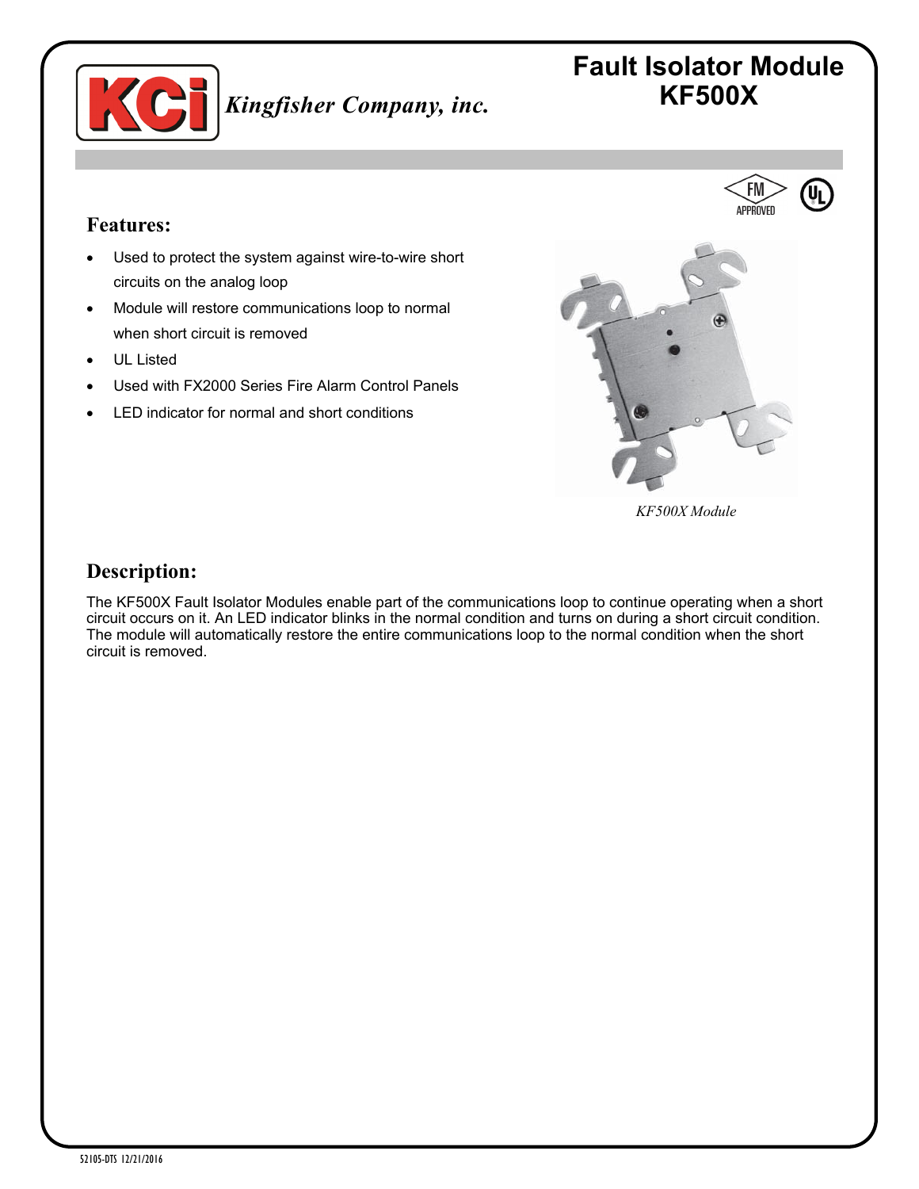Kingfisher Company, inc.

# Fault Isolator Module KF500X

## Features:

- Used to protect the system against wire-to-wire short circuits on the analog loop
- Module will restore communications loop to normal when short circuit is removed
- UL Listed
- Used with FX2000 Series Fire Alarm Control Panels
- LED indicator for normal and short conditions

*KF500X Module*

## Description:

The KF500X Fault Isolator Modules enable part of the communications loop to continue operating when a short circuit occurs on it. An LED indicator blinks in the normal condition and turns on during a short circuit condition. The module will automatically restore the entire communications loop to the normal condition when the short circuit is removed.

52105-DTS 12/21/2016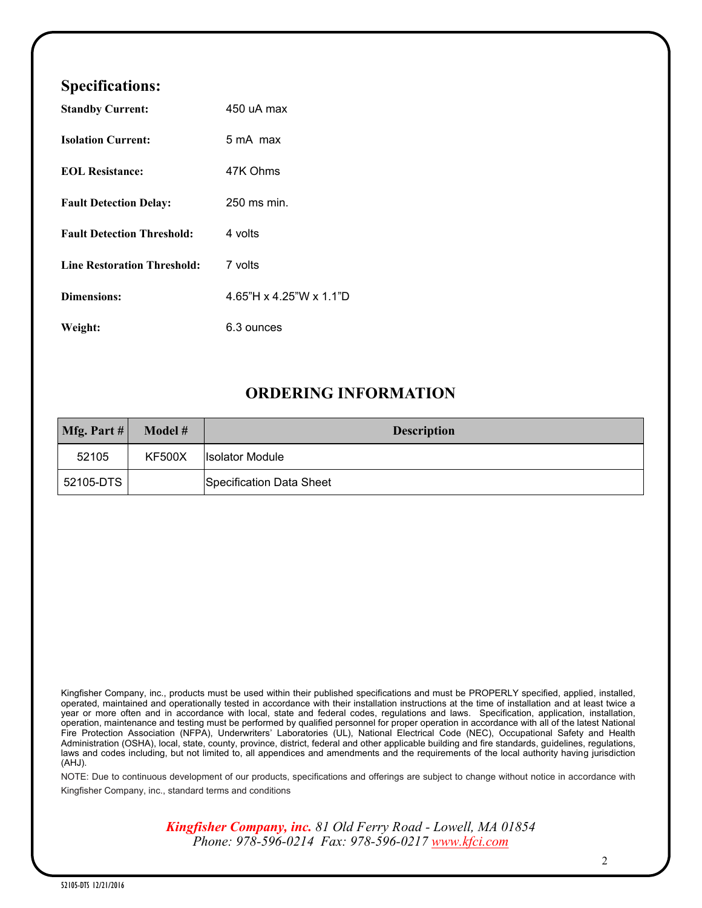## Specifications:

| | |
|---|---|
| **Standby Current:** | 450 uA max |
| **Isolation Current:** | 5 mA max |
| **EOL Resistance:** | 47K Ohms |
| **Fault Detection Delay:** | 250 ms min. |
| **Fault Detection Threshold:** | 4 volts |
| **Line Restoration Threshold:** | 7 volts |
| **Dimensions:** | 4.65"H x 4.25"W x 1.1"D |
| **Weight:** | 6.3 ounces |

## ORDERING INFORMATION

| Mfg. Part # | Model # | Description |
|---|---|---|
| 52105 | KF500X | Isolator Module |
| 52105-DTS | | Specification Data Sheet |

Kingfisher Company, inc., products must be used within their published specifications and must be PROPERLY specified, applied, installed, operated, maintained and operationally tested in accordance with their installation instructions at the time of installation and at least twice a year or more often and in accordance with local, state and federal codes, regulations and laws. Specification, application, installation, operation, maintenance and testing must be performed by qualified personnel for proper operation in accordance with all of the latest National Fire Protection Association (NFPA), Underwriters' Laboratories (UL), National Electrical Code (NEC), Occupational Safety and Health Administration (OSHA), local, state, county, province, district, federal and other applicable building and fire standards, guidelines, regulations, laws and codes including, but not limited to, all appendices and amendments and the requirements of the local authority having jurisdiction (AHJ).

NOTE: Due to continuous development of our products, specifications and offerings are subject to change without notice in accordance with Kingfisher Company, inc., standard terms and conditions

***Kingfisher Company, inc.*** *81 Old Ferry Road - Lowell, MA 01854*
*Phone: 978-596-0214 Fax: 978-596-0217 www.kfci.com*

52105-DTS 12/21/2016